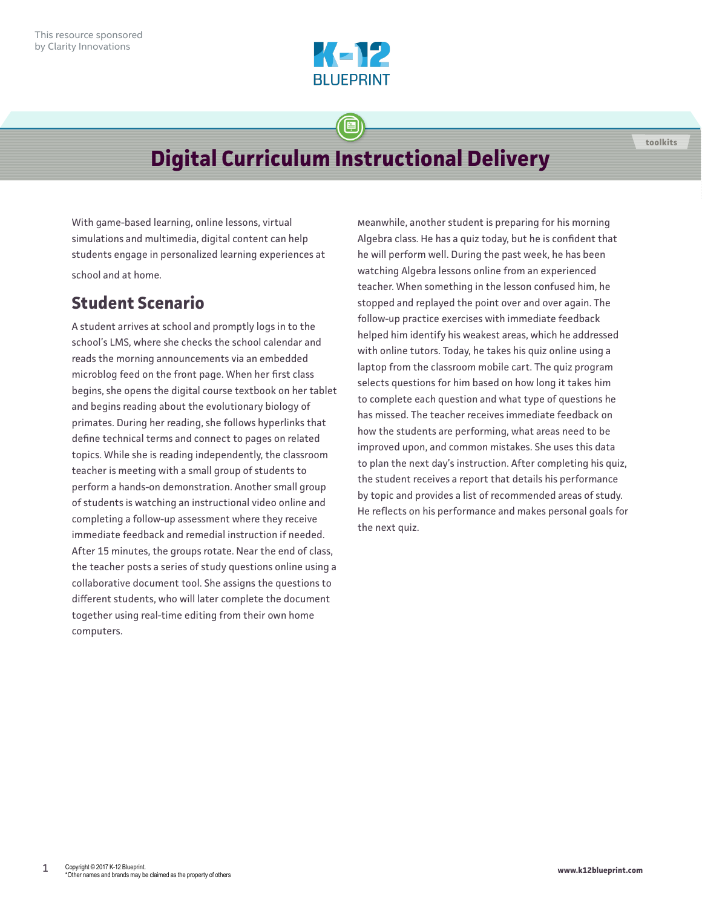This resource sponsored by Clarity Innovations

# Digital Curriculum Instructional Delivery

With game-based learning, online lessons, virtual simulations and multimedia, digital content can help students engage in personalized learning experiences at school and at home.

## Student Scenario

A student arrives at school and promptly logs in to the school's LMS, where she checks the school calendar and reads the morning announcements via an embedded microblog feed on the front page. When her first class begins, she opens the digital course textbook on her tablet and begins reading about the evolutionary biology of primates. During her reading, she follows hyperlinks that define technical terms and connect to pages on related topics. While she is reading independently, the classroom teacher is meeting with a small group of students to perform a hands-on demonstration. Another small group of students is watching an instructional video online and completing a follow-up assessment where they receive immediate feedback and remedial instruction if needed. After 15 minutes, the groups rotate. Near the end of class, the teacher posts a series of study questions online using a collaborative document tool. She assigns the questions to different students, who will later complete the document together using real-time editing from their own home computers.

Meanwhile, another student is preparing for his morning Algebra class. He has a quiz today, but he is confident that he will perform well. During the past week, he has been watching Algebra lessons online from an experienced teacher. When something in the lesson confused him, he stopped and replayed the point over and over again. The follow-up practice exercises with immediate feedback helped him identify his weakest areas, which he addressed with online tutors. Today, he takes his quiz online using a laptop from the classroom mobile cart. The quiz program selects questions for him based on how long it takes him to complete each question and what type of questions he has missed. The teacher receives immediate feedback on how the students are performing, what areas need to be improved upon, and common mistakes. She uses this data to plan the next day's instruction. After completing his quiz, the student receives a report that details his performance by topic and provides a list of recommended areas of study. He reflects on his performance and makes personal goals for the next quiz.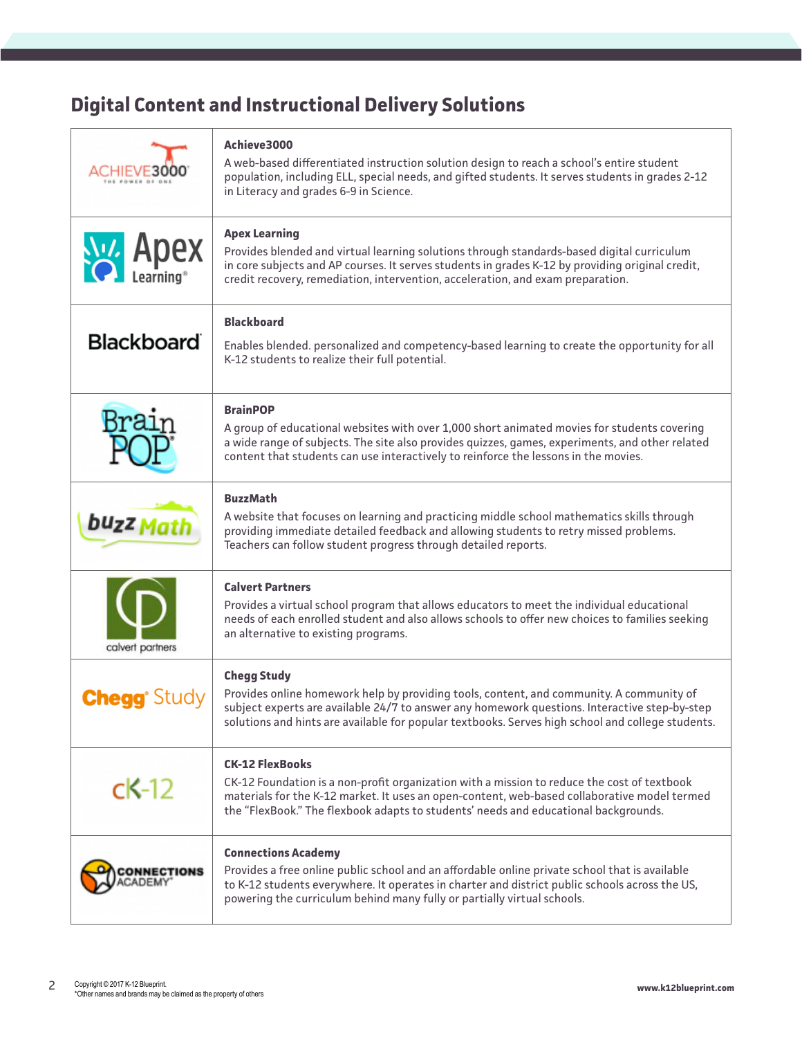## Digital Content and Instructional Delivery Solutions

| Logo | Description |
|---|---|
| ACHIEVE3000 THE POWER OF ONE | **Achieve3000**<br>A web-based differentiated instruction solution design to reach a school's entire student population, including ELL, special needs, and gifted students. It serves students in grades 2-12 in Literacy and grades 6-9 in Science. |
| Apex Learning | **Apex Learning**<br>Provides blended and virtual learning solutions through standards-based digital curriculum in core subjects and AP courses. It serves students in grades K-12 by providing original credit, credit recovery, remediation, intervention, acceleration, and exam preparation. |
| Blackboard | **Blackboard**<br>Enables blended. personalized and competency-based learning to create the opportunity for all K-12 students to realize their full potential. |
| BrainPOP | **BrainPOP**<br>A group of educational websites with over 1,000 short animated movies for students covering a wide range of subjects. The site also provides quizzes, games, experiments, and other related content that students can use interactively to reinforce the lessons in the movies. |
| buzz Math | **BuzzMath**<br>A website that focuses on learning and practicing middle school mathematics skills through providing immediate detailed feedback and allowing students to retry missed problems. Teachers can follow student progress through detailed reports. |
| calvert partners | **Calvert Partners**<br>Provides a virtual school program that allows educators to meet the individual educational needs of each enrolled student and also allows schools to offer new choices to families seeking an alternative to existing programs. |
| Chegg Study | **Chegg Study**<br>Provides online homework help by providing tools, content, and community. A community of subject experts are available 24/7 to answer any homework questions. Interactive step-by-step solutions and hints are available for popular textbooks. Serves high school and college students. |
| CK-12 | **CK-12 FlexBooks**<br>CK-12 Foundation is a non-profit organization with a mission to reduce the cost of textbook materials for the K-12 market. It uses an open-content, web-based collaborative model termed the "FlexBook." The flexbook adapts to students' needs and educational backgrounds. |
| CONNECTIONS ACADEMY | **Connections Academy**<br>Provides a free online public school and an affordable online private school that is available to K-12 students everywhere. It operates in charter and district public schools across the US, powering the curriculum behind many fully or partially virtual schools. |

Copyright © 2017 K-12 Blueprint.
*Other names and brands may be claimed as the property of others

www.k12blueprint.com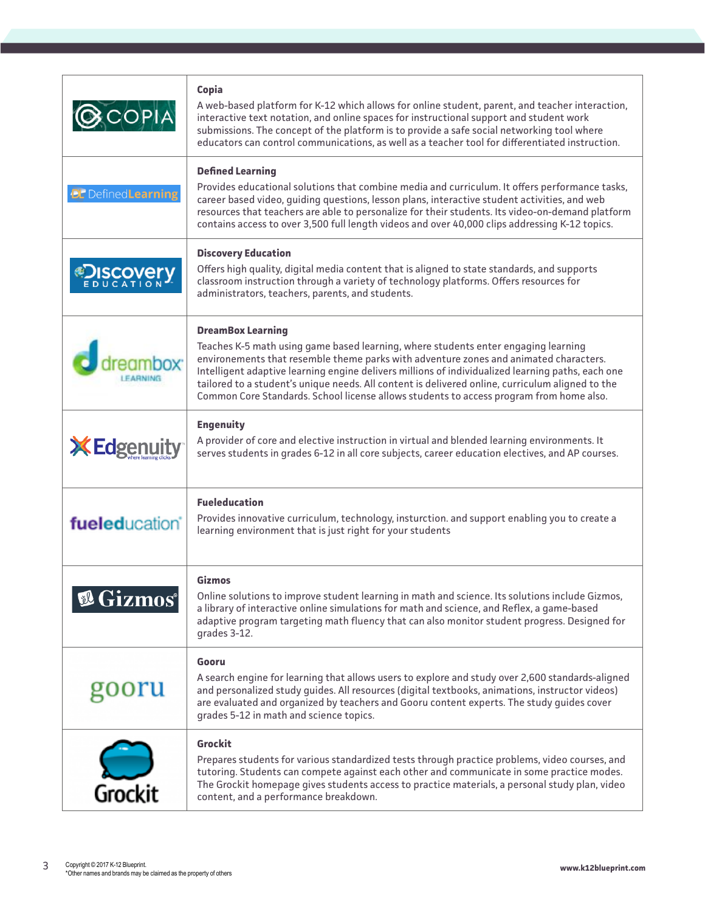| | |
|---|---|
| COPIA | **Copia**<br>A web-based platform for K-12 which allows for online student, parent, and teacher interaction, interactive text notation, and online spaces for instructional support and student work submissions. The concept of the platform is to provide a safe social networking tool where educators can control communications, as well as a teacher tool for differentiated instruction. |
| DefinedLearning | **Defined Learning**<br>Provides educational solutions that combine media and curriculum. It offers performance tasks, career based video, guiding questions, lesson plans, interactive student activities, and web resources that teachers are able to personalize for their students. Its video-on-demand platform contains access to over 3,500 full length videos and over 40,000 clips addressing K-12 topics. |
| Discovery EDUCATION | **Discovery Education**<br>Offers high quality, digital media content that is aligned to state standards, and supports classroom instruction through a variety of technology platforms. Offers resources for administrators, teachers, parents, and students. |
| dreambox LEARNING | **DreamBox Learning**<br>Teaches K-5 math using game based learning, where students enter engaging learning environements that resemble theme parks with adventure zones and animated characters. Intelligent adaptive learning engine delivers millions of individualized learning paths, each one tailored to a student's unique needs. All content is delivered online, curriculum aligned to the Common Core Standards. School license allows students to access program from home also. |
| Edgenuity where learning clicks | **Engenuity**<br>A provider of core and elective instruction in virtual and blended learning environments. It serves students in grades 6-12 in all core subjects, career education electives, and AP courses. |
| fueleducation | **Fueleducation**<br>Provides innovative curriculum, technology, insturction. and support enabling you to create a learning environment that is just right for your students |
| Gizmos | **Gizmos**<br>Online solutions to improve student learning in math and science. Its solutions include Gizmos, a library of interactive online simulations for math and science, and Reflex, a game-based adaptive program targeting math fluency that can also monitor student progress. Designed for grades 3-12. |
| gooru | **Gooru**<br>A search engine for learning that allows users to explore and study over 2,600 standards-aligned and personalized study guides. All resources (digital textbooks, animations, instructor videos) are evaluated and organized by teachers and Gooru content experts. The study guides cover grades 5-12 in math and science topics. |
| Grockit | **Grockit**<br>Prepares students for various standardized tests through practice problems, video courses, and tutoring. Students can compete against each other and communicate in some practice modes. The Grockit homepage gives students access to practice materials, a personal study plan, video content, and a performance breakdown. |

Copyright © 2017 K-12 Blueprint.
*Other names and brands may be claimed as the property of others

www.k12blueprint.com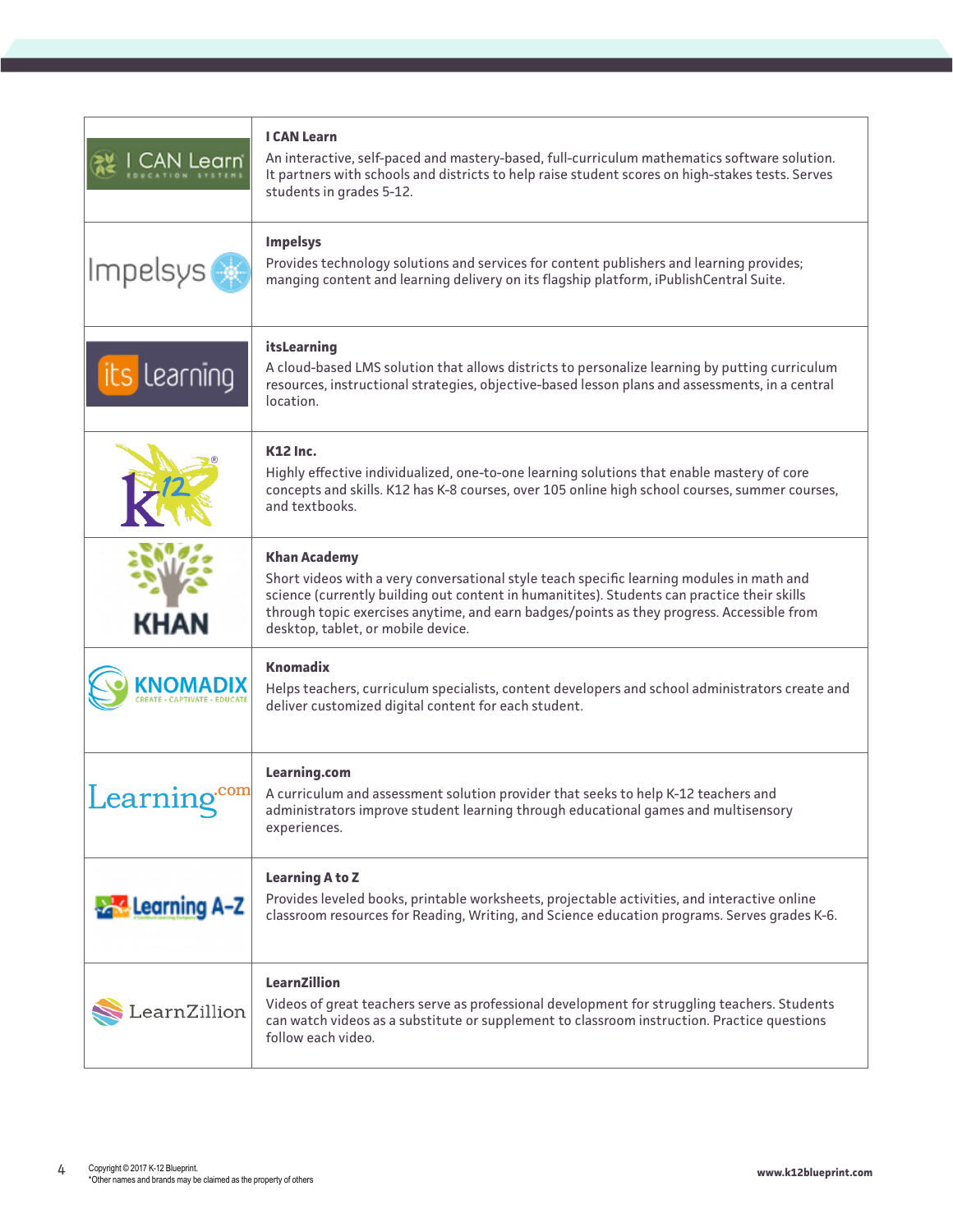| | |
|---|---|
| I CAN Learn Education Systems | **I CAN Learn**<br>An interactive, self-paced and mastery-based, full-curriculum mathematics software solution. It partners with schools and districts to help raise student scores on high-stakes tests. Serves students in grades 5-12. |
| Impelsys | **Impelsys**<br>Provides technology solutions and services for content publishers and learning provides; manging content and learning delivery on its flagship platform, iPublishCentral Suite. |
| its learning | **itsLearning**<br>A cloud-based LMS solution that allows districts to personalize learning by putting curriculum resources, instructional strategies, objective-based lesson plans and assessments, in a central location. |
| K12 | **K12 Inc.**<br>Highly effective individualized, one-to-one learning solutions that enable mastery of core concepts and skills. K12 has K-8 courses, over 105 online high school courses, summer courses, and textbooks. |
| KHAN | **Khan Academy**<br>Short videos with a very conversational style teach specific learning modules in math and science (currently building out content in humanitites). Students can practice their skills through topic exercises anytime, and earn badges/points as they progress. Accessible from desktop, tablet, or mobile device. |
| KNOMADIX Create • Captivate • Educate | **Knomadix**<br>Helps teachers, curriculum specialists, content developers and school administrators create and deliver customized digital content for each student. |
| Learning.com | **Learning.com**<br>A curriculum and assessment solution provider that seeks to help K-12 teachers and administrators improve student learning through educational games and multisensory experiences. |
| Learning A-Z | **Learning A to Z**<br>Provides leveled books, printable worksheets, projectable activities, and interactive online classroom resources for Reading, Writing, and Science education programs. Serves grades K-6. |
| LearnZillion | **LearnZillion**<br>Videos of great teachers serve as professional development for struggling teachers. Students can watch videos as a substitute or supplement to classroom instruction. Practice questions follow each video. |

Copyright © 2017 K-12 Blueprint.
*Other names and brands may be claimed as the property of others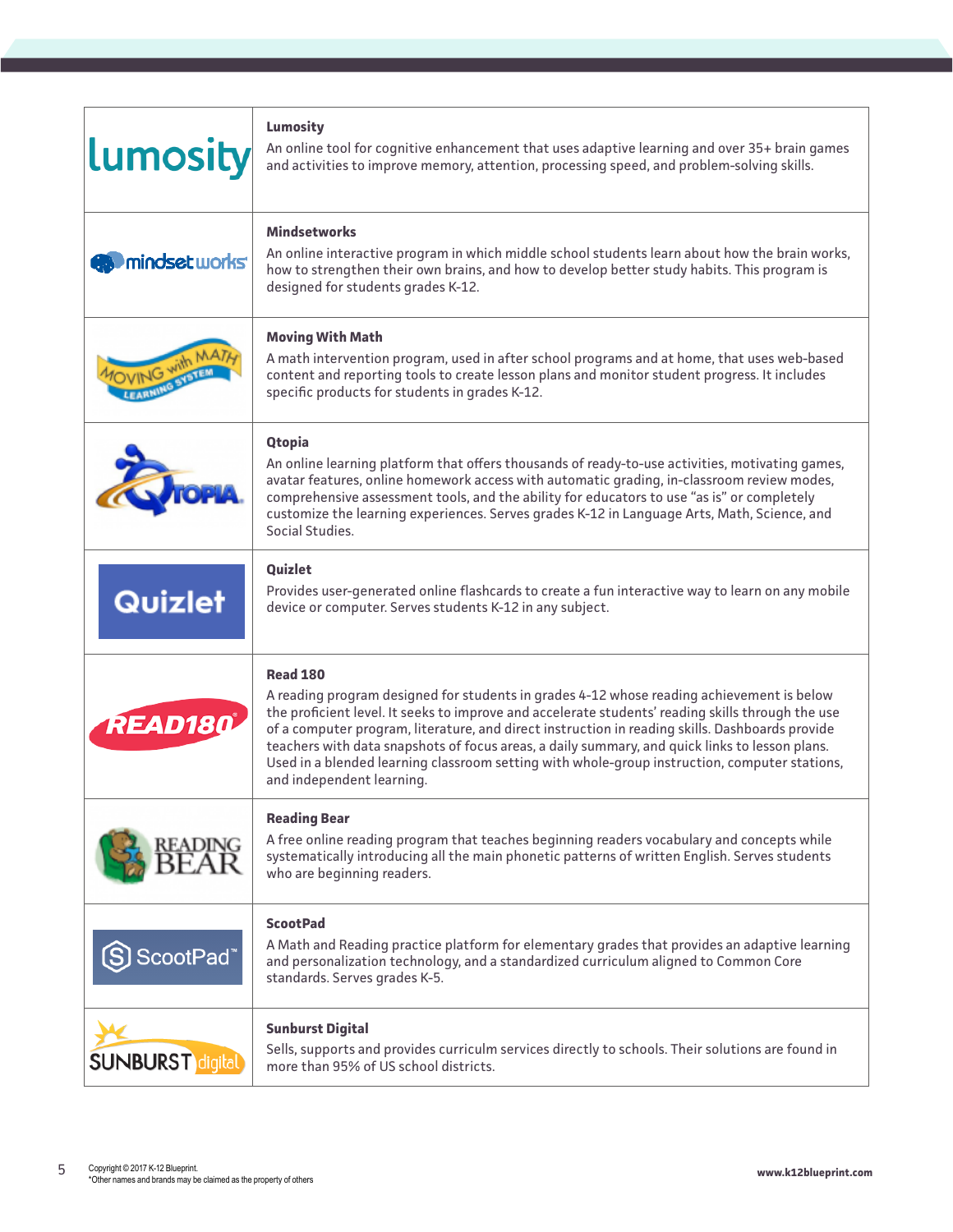| | |
|---|---|
| lumosity | **Lumosity**<br>An online tool for cognitive enhancement that uses adaptive learning and over 35+ brain games and activities to improve memory, attention, processing speed, and problem-solving skills. |
| mindset works | **Mindsetworks**<br>An online interactive program in which middle school students learn about how the brain works, how to strengthen their own brains, and how to develop better study habits. This program is designed for students grades K-12. |
| Moving with Math Learning System | **Moving With Math**<br>A math intervention program, used in after school programs and at home, that uses web-based content and reporting tools to create lesson plans and monitor student progress. It includes specific products for students in grades K-12. |
| Qtopia | **Qtopia**<br>An online learning platform that offers thousands of ready-to-use activities, motivating games, avatar features, online homework access with automatic grading, in-classroom review modes, comprehensive assessment tools, and the ability for educators to use "as is" or completely customize the learning experiences. Serves grades K-12 in Language Arts, Math, Science, and Social Studies. |
| Quizlet | **Quizlet**<br>Provides user-generated online flashcards to create a fun interactive way to learn on any mobile device or computer. Serves students K-12 in any subject. |
| READ180 | **Read 180**<br>A reading program designed for students in grades 4-12 whose reading achievement is below the proficient level. It seeks to improve and accelerate students' reading skills through the use of a computer program, literature, and direct instruction in reading skills. Dashboards provide teachers with data snapshots of focus areas, a daily summary, and quick links to lesson plans. Used in a blended learning classroom setting with whole-group instruction, computer stations, and independent learning. |
| Reading Bear | **Reading Bear**<br>A free online reading program that teaches beginning readers vocabulary and concepts while systematically introducing all the main phonetic patterns of written English. Serves students who are beginning readers. |
| ScootPad | **ScootPad**<br>A Math and Reading practice platform for elementary grades that provides an adaptive learning and personalization technology, and a standardized curriculum aligned to Common Core standards. Serves grades K-5. |
| Sunburst digital | **Sunburst Digital**<br>Sells, supports and provides curriculm services directly to schools. Their solutions are found in more than 95% of US school districts. |

Copyright © 2017 K-12 Blueprint.
*Other names and brands may be claimed as the property of others

www.k12blueprint.com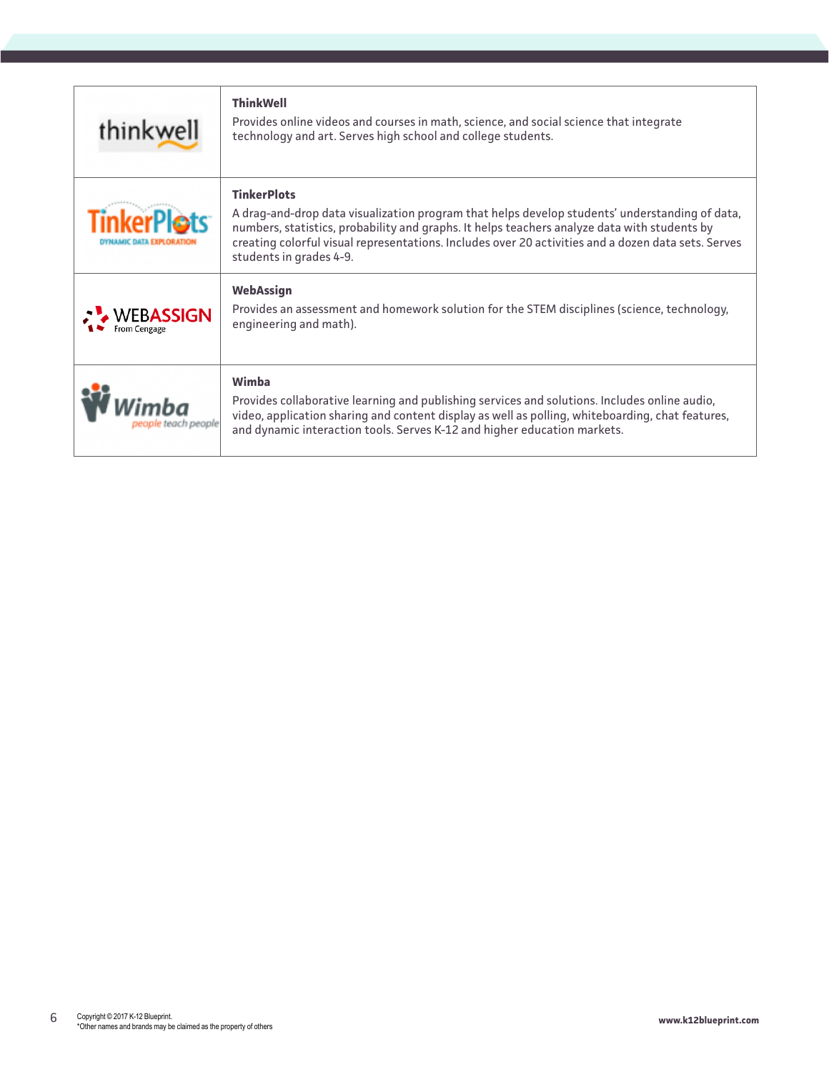| | |
|---|---|
| thinkwell | **ThinkWell**<br>Provides online videos and courses in math, science, and social science that integrate technology and art. Serves high school and college students. |
| TinkerPlots DYNAMIC DATA EXPLORATION | **TinkerPlots**<br>A drag-and-drop data visualization program that helps develop students' understanding of data, numbers, statistics, probability and graphs. It helps teachers analyze data with students by creating colorful visual representations. Includes over 20 activities and a dozen data sets. Serves students in grades 4-9. |
| WEBASSIGN From Cengage | **WebAssign**<br>Provides an assessment and homework solution for the STEM disciplines (science, technology, engineering and math). |
| Wimba people teach people | **Wimba**<br>Provides collaborative learning and publishing services and solutions. Includes online audio, video, application sharing and content display as well as polling, whiteboarding, chat features, and dynamic interaction tools. Serves K-12 and higher education markets. |

Copyright © 2017 K-12 Blueprint.
*Other names and brands may be claimed as the property of others

www.k12blueprint.com